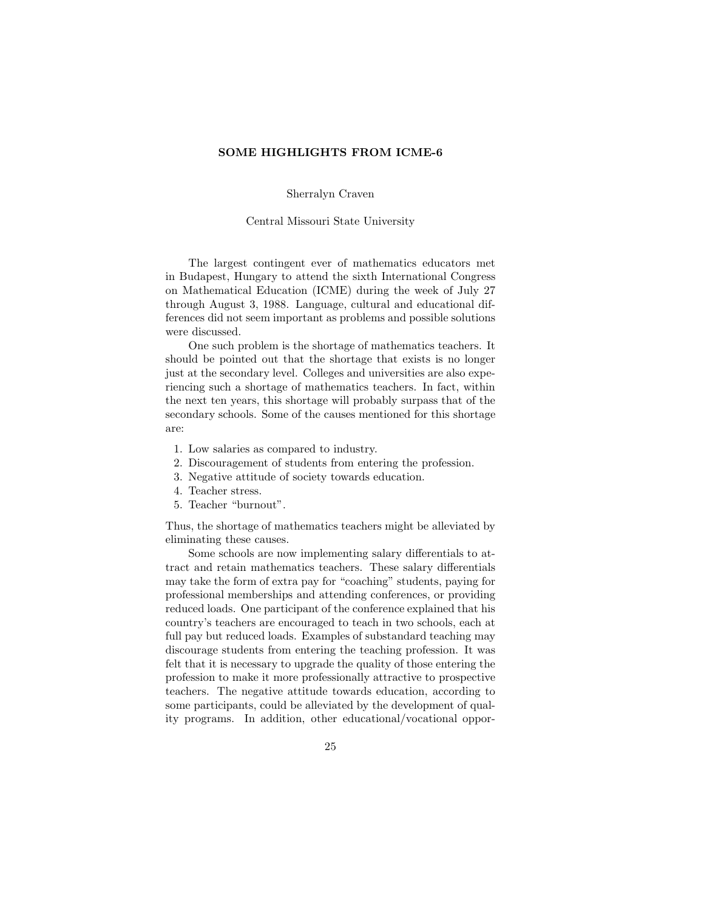# SOME HIGHLIGHTS FROM ICME-6

Sherralyn Craven

Central Missouri State University

The largest contingent ever of mathematics educators met in Budapest, Hungary to attend the sixth International Congress on Mathematical Education (ICME) during the week of July 27 through August 3, 1988. Language, cultural and educational differences did not seem important as problems and possible solutions were discussed.

One such problem is the shortage of mathematics teachers. It should be pointed out that the shortage that exists is no longer just at the secondary level. Colleges and universities are also experiencing such a shortage of mathematics teachers. In fact, within the next ten years, this shortage will probably surpass that of the secondary schools. Some of the causes mentioned for this shortage are:

1. Low salaries as compared to industry.
2. Discouragement of students from entering the profession.
3. Negative attitude of society towards education.
4. Teacher stress.
5. Teacher "burnout".

Thus, the shortage of mathematics teachers might be alleviated by eliminating these causes.

Some schools are now implementing salary differentials to attract and retain mathematics teachers. These salary differentials may take the form of extra pay for "coaching" students, paying for professional memberships and attending conferences, or providing reduced loads. One participant of the conference explained that his country's teachers are encouraged to teach in two schools, each at full pay but reduced loads. Examples of substandard teaching may discourage students from entering the teaching profession. It was felt that it is necessary to upgrade the quality of those entering the profession to make it more professionally attractive to prospective teachers. The negative attitude towards education, according to some participants, could be alleviated by the development of quality programs. In addition, other educational/vocational oppor-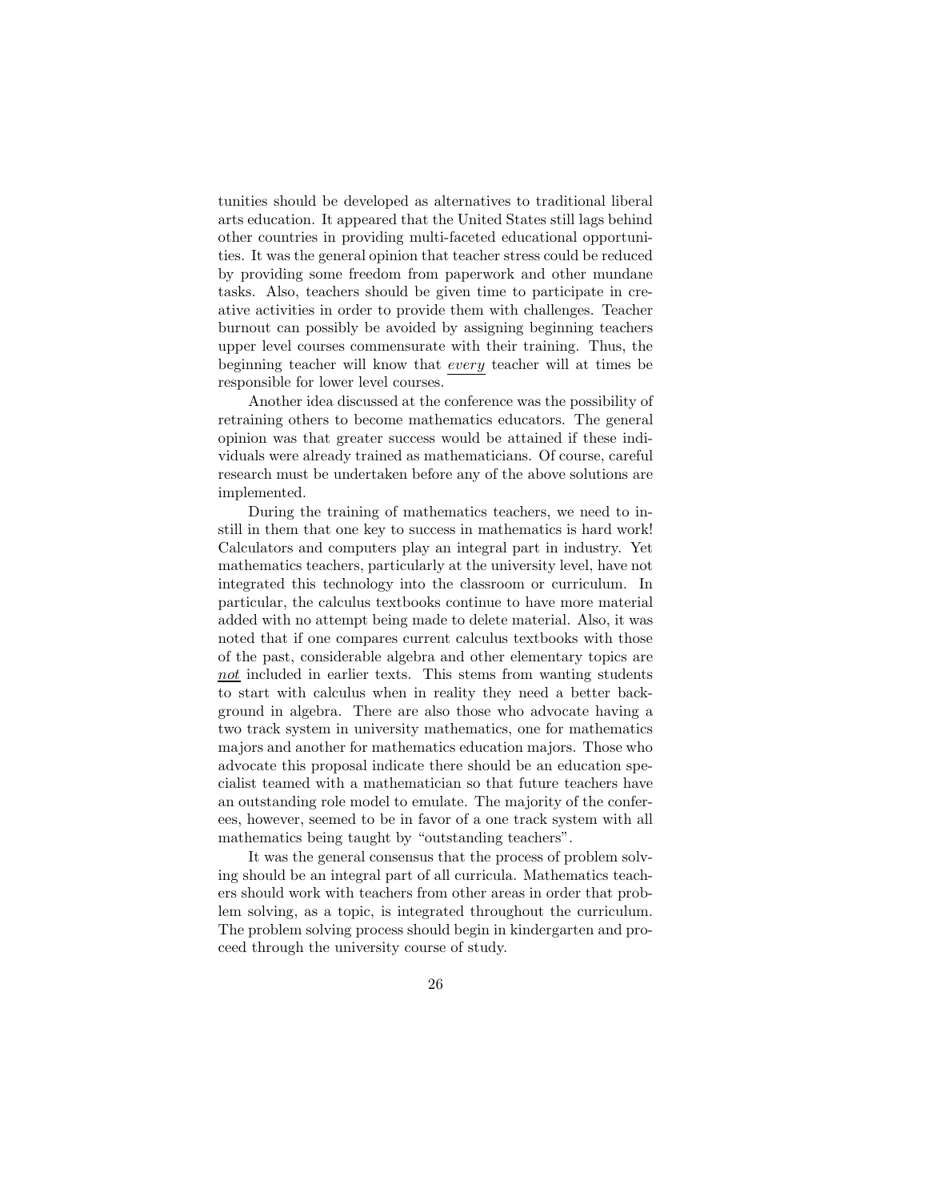tunities should be developed as alternatives to traditional liberal arts education. It appeared that the United States still lags behind other countries in providing multi-faceted educational opportunities. It was the general opinion that teacher stress could be reduced by providing some freedom from paperwork and other mundane tasks. Also, teachers should be given time to participate in creative activities in order to provide them with challenges. Teacher burnout can possibly be avoided by assigning beginning teachers upper level courses commensurate with their training. Thus, the beginning teacher will know that *every* teacher will at times be responsible for lower level courses.

Another idea discussed at the conference was the possibility of retraining others to become mathematics educators. The general opinion was that greater success would be attained if these individuals were already trained as mathematicians. Of course, careful research must be undertaken before any of the above solutions are implemented.

During the training of mathematics teachers, we need to instill in them that one key to success in mathematics is hard work! Calculators and computers play an integral part in industry. Yet mathematics teachers, particularly at the university level, have not integrated this technology into the classroom or curriculum. In particular, the calculus textbooks continue to have more material added with no attempt being made to delete material. Also, it was noted that if one compares current calculus textbooks with those of the past, considerable algebra and other elementary topics are *not* included in earlier texts. This stems from wanting students to start with calculus when in reality they need a better background in algebra. There are also those who advocate having a two track system in university mathematics, one for mathematics majors and another for mathematics education majors. Those who advocate this proposal indicate there should be an education specialist teamed with a mathematician so that future teachers have an outstanding role model to emulate. The majority of the conferees, however, seemed to be in favor of a one track system with all mathematics being taught by "outstanding teachers".

It was the general consensus that the process of problem solving should be an integral part of all curricula. Mathematics teachers should work with teachers from other areas in order that problem solving, as a topic, is integrated throughout the curriculum. The problem solving process should begin in kindergarten and proceed through the university course of study.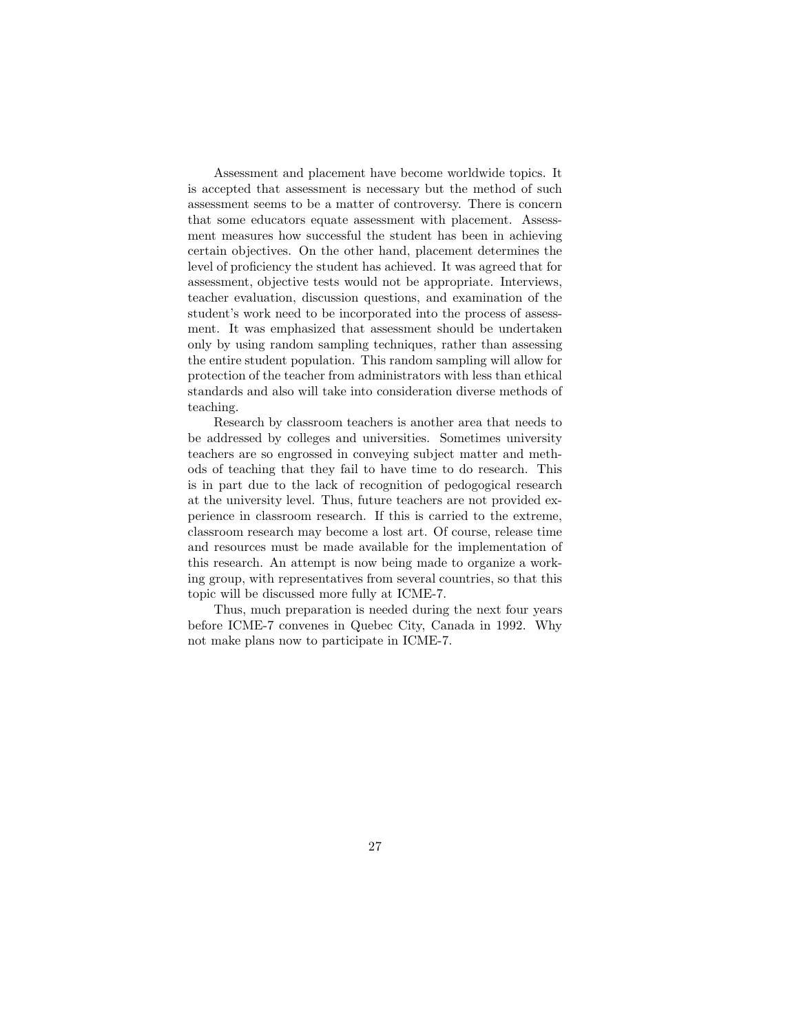Assessment and placement have become worldwide topics. It is accepted that assessment is necessary but the method of such assessment seems to be a matter of controversy. There is concern that some educators equate assessment with placement. Assessment measures how successful the student has been in achieving certain objectives. On the other hand, placement determines the level of proficiency the student has achieved. It was agreed that for assessment, objective tests would not be appropriate. Interviews, teacher evaluation, discussion questions, and examination of the student's work need to be incorporated into the process of assessment. It was emphasized that assessment should be undertaken only by using random sampling techniques, rather than assessing the entire student population. This random sampling will allow for protection of the teacher from administrators with less than ethical standards and also will take into consideration diverse methods of teaching.

Research by classroom teachers is another area that needs to be addressed by colleges and universities. Sometimes university teachers are so engrossed in conveying subject matter and methods of teaching that they fail to have time to do research. This is in part due to the lack of recognition of pedogogical research at the university level. Thus, future teachers are not provided experience in classroom research. If this is carried to the extreme, classroom research may become a lost art. Of course, release time and resources must be made available for the implementation of this research. An attempt is now being made to organize a working group, with representatives from several countries, so that this topic will be discussed more fully at ICME-7.

Thus, much preparation is needed during the next four years before ICME-7 convenes in Quebec City, Canada in 1992. Why not make plans now to participate in ICME-7.